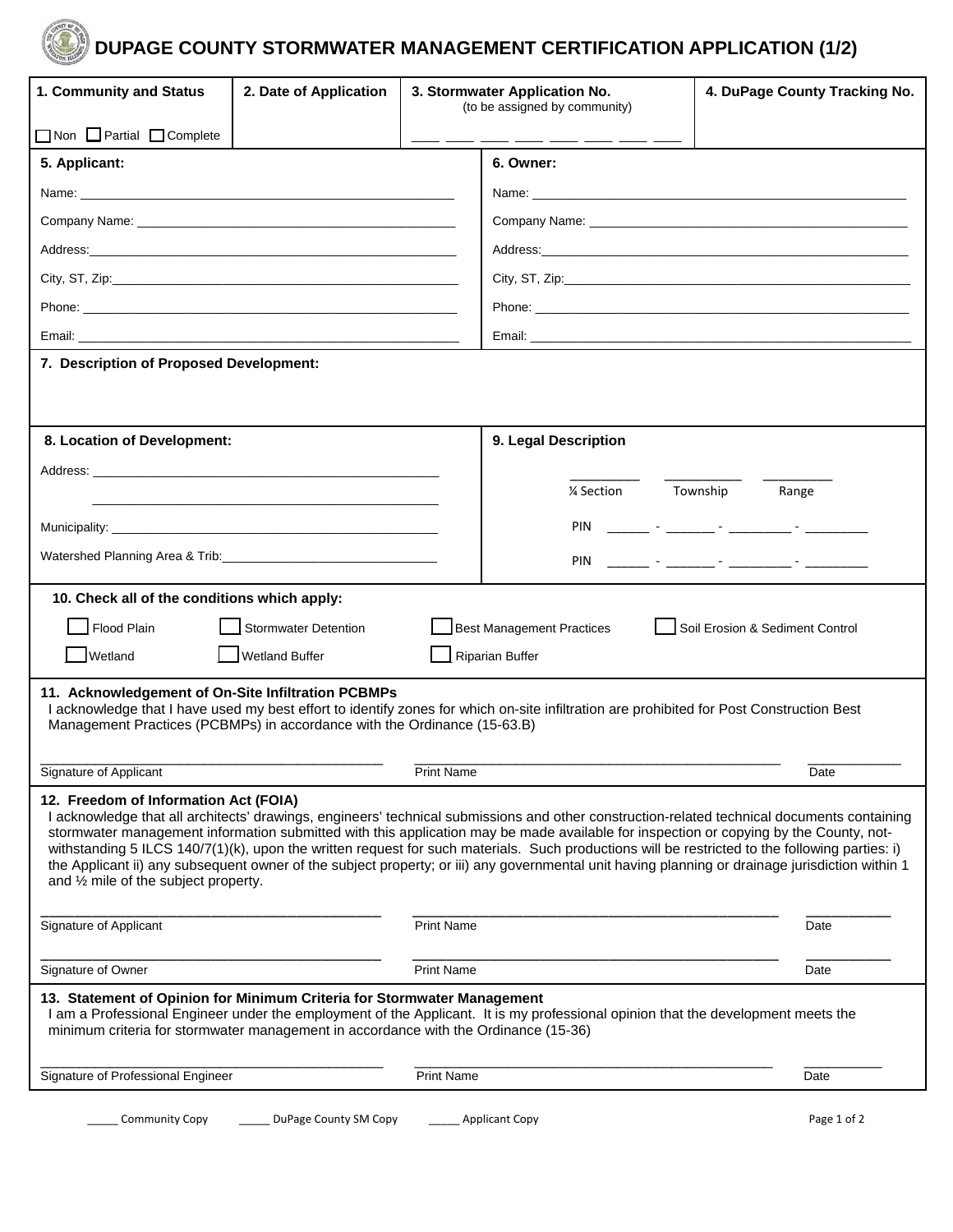# DUPAGE COUNTY STORMWATER MANAGEMENT CERTIFICATION APPLICATION (1/2)

| 1. Community and Status | 2. Date of Application | 3. Stormwater Application No. (to be assigned by community) | 4. DuPage County Tracking No. |
|---|---|---|---|
| ☐ Non ☐ Partial ☐ Complete | | ____ ____ ____ ____ ____ ____ ____ ____ | |

| 5. Applicant: | 6. Owner: |
|---|---|
| Name: ____________________ | Name: ____________________ |
| Company Name: ____________________ | Company Name: ____________________ |
| Address: ____________________ | Address: ____________________ |
| City, ST, Zip: ____________________ | City, ST, Zip: ____________________ |
| Phone: ____________________ | Phone: ____________________ |
| Email: ____________________ | Email: ____________________ |

**7. Description of Proposed Development:**

| 8. Location of Development: | 9. Legal Description |
|---|---|
| Address: ____________________ | _________ _________ _________ |
| ____________________ | ¼ Section Township Range |
| Municipality: ____________________ | PIN ______ - _______ - ________ - ________ |
| Watershed Planning Area & Trib: ____________________ | PIN ______ - _______ - ________ - ________ |

**10. Check all of the conditions which apply:**

☐ Flood Plain ☐ Stormwater Detention ☐ Best Management Practices ☐ Soil Erosion & Sediment Control

☐ Wetland ☐ Wetland Buffer ☐ Riparian Buffer

**11. Acknowledgement of On-Site Infiltration PCBMPs**

I acknowledge that I have used my best effort to identify zones for which on-site infiltration are prohibited for Post Construction Best Management Practices (PCBMPs) in accordance with the Ordinance (15-63.B)

______________________________ ______________________________ __________
Signature of Applicant Print Name Date

**12. Freedom of Information Act (FOIA)**

I acknowledge that all architects' drawings, engineers' technical submissions and other construction-related technical documents containing stormwater management information submitted with this application may be made available for inspection or copying by the County, not-withstanding 5 ILCS 140/7(1)(k), upon the written request for such materials. Such productions will be restricted to the following parties: i) the Applicant ii) any subsequent owner of the subject property; or iii) any governmental unit having planning or drainage jurisdiction within 1 and ½ mile of the subject property.

______________________________ ______________________________ __________
Signature of Applicant Print Name Date

______________________________ ______________________________ __________
Signature of Owner Print Name Date

**13. Statement of Opinion for Minimum Criteria for Stormwater Management**

I am a Professional Engineer under the employment of the Applicant. It is my professional opinion that the development meets the minimum criteria for stormwater management in accordance with the Ordinance (15-36)

______________________________ ______________________________ __________
Signature of Professional Engineer Print Name Date

_____ Community Copy _____ DuPage County SM Copy _____ Applicant Copy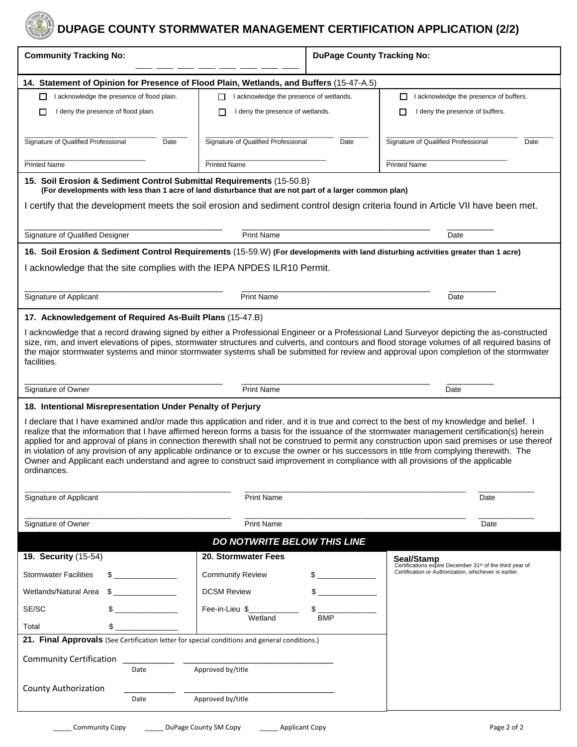# DUPAGE COUNTY STORMWATER MANAGEMENT CERTIFICATION APPLICATION (2/2)

| **Community Tracking No:** ___ ___ ___ ___ ___ ___ ___ ___ | **DuPage County Tracking No:** |
|---|---|

## 14. Statement of Opinion for Presence of Flood Plain, Wetlands, and Buffers (15-47-A.5)

| | | |
|---|---|---|
| ☐ I acknowledge the presence of flood plain. | ☐ I acknowledge the presence of wetlands. | ☐ I acknowledge the presence of buffers. |
| ☐ I deny the presence of flood plain. | ☐ I deny the presence of wetlands. | ☐ I deny the presence of buffers. |
| ______________________ ______<br>Signature of Qualified Professional Date | ______________________ ______<br>Signature of Qualified Professional Date | ______________________ ______<br>Signature of Qualified Professional Date |
| ______________________<br>Printed Name | ______________________<br>Printed Name | ______________________<br>Printed Name |

## 15. Soil Erosion & Sediment Control Submittal Requirements (15-50.B)

**(For developments with less than 1 acre of land disturbance that are not part of a larger common plan)**

I certify that the development meets the soil erosion and sediment control design criteria found in Article VII have been met.

______________________ ______________________ __________
Signature of Qualified Designer Print Name Date

## 16. Soil Erosion & Sediment Control Requirements (15-59.W) **(For developments with land disturbing activities greater than 1 acre)**

I acknowledge that the site complies with the IEPA NPDES ILR10 Permit.

______________________ ______________________ __________
Signature of Applicant Print Name Date

## 17. Acknowledgement of Required As-Built Plans (15-47.B)

I acknowledge that a record drawing signed by either a Professional Engineer or a Professional Land Surveyor depicting the as-constructed size, rim, and invert elevations of pipes, stormwater structures and culverts, and contours and flood storage volumes of all required basins of the major stormwater systems and minor stormwater systems shall be submitted for review and approval upon completion of the stormwater facilities.

______________________ ______________________ __________
Signature of Owner Print Name Date

## 18. Intentional Misrepresentation Under Penalty of Perjury

I declare that I have examined and/or made this application and rider, and it is true and correct to the best of my knowledge and belief. I realize that the information that I have affirmed hereon forms a basis for the issuance of the stormwater management certification(s) herein applied for and approval of plans in connection therewith shall not be construed to permit any construction upon said premises or use thereof in violation of any provision of any applicable ordinance or to excuse the owner or his successors in title from complying therewith. The Owner and Applicant each understand and agree to construct said improvement in compliance with all provisions of the applicable ordinances.

______________________ ______________________ __________
Signature of Applicant Print Name Date

______________________ ______________________ __________
Signature of Owner Print Name Date

***DO NOTWRITE BELOW THIS LINE***

## 19. Security (15-54)

| | |
|---|---|
| Stormwater Facilities | $ __________ |
| Wetlands/Natural Area | $ __________ |
| SE/SC | $ __________ |
| Total | $ __________ |

## 20. Stormwater Fees

| | |
|---|---|
| Community Review | $ __________ |
| DCSM Review | $ __________ |
| Fee-in-Lieu $__________ Wetland | $ __________ BMP |

**Seal/Stamp**
Certifications expire December 31st of the third year of Certification or Authorization, whichever is earlier.

## 21. Final Approvals (See Certification letter for special conditions and general conditions.)

Community Certification __________ ______________________
Date Approved by/title

County Authorization __________ ______________________
Date Approved by/title

_____ Community Copy _____ DuPage County SM Copy _____ Applicant Copy